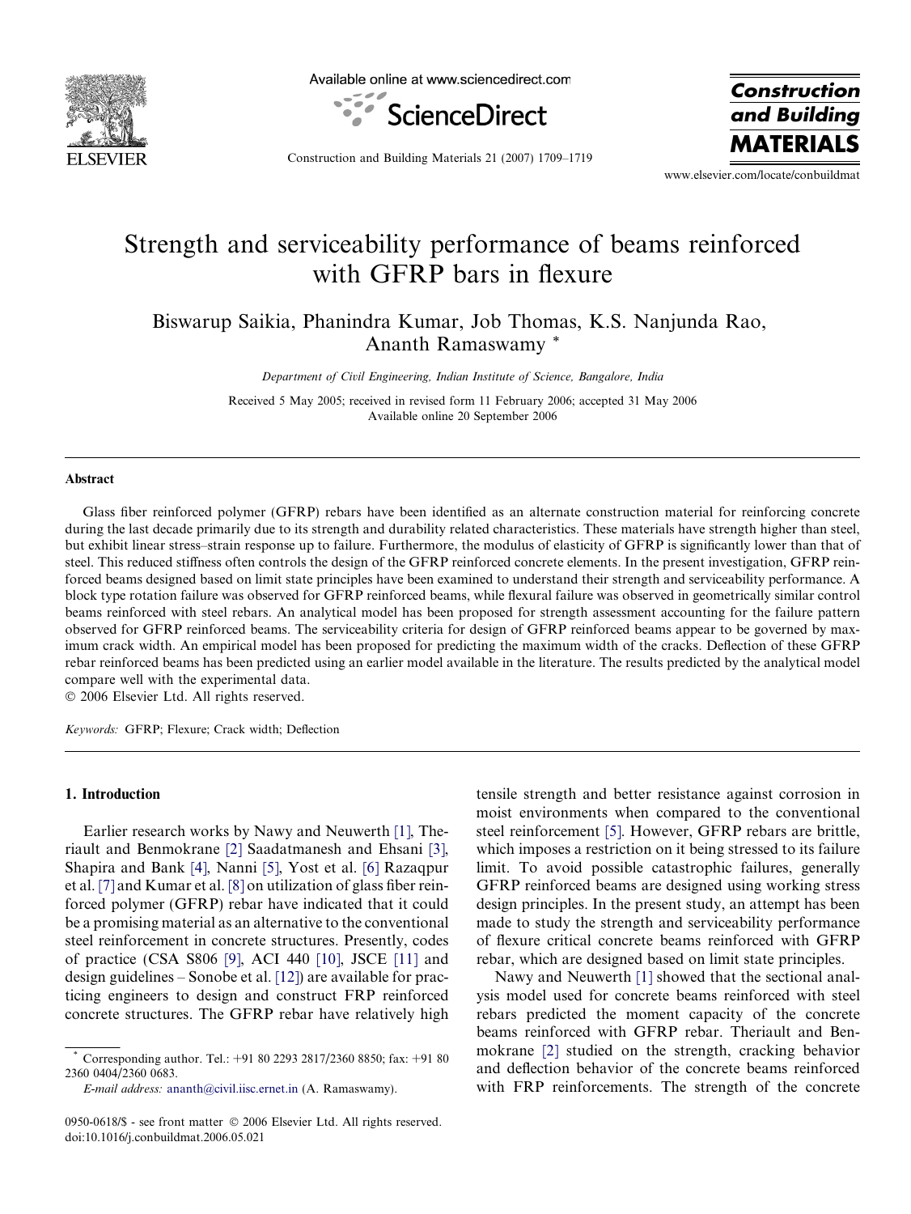# Strength and serviceability performance of beams reinforced with GFRP bars in flexure

Biswarup Saikia, Phanindra Kumar, Job Thomas, K.S. Nanjunda Rao, Ananth Ramaswamy *

*Department of Civil Engineering, Indian Institute of Science, Bangalore, India*

Received 5 May 2005; received in revised form 11 February 2006; accepted 31 May 2006
Available online 20 September 2006

## Abstract

Glass fiber reinforced polymer (GFRP) rebars have been identified as an alternate construction material for reinforcing concrete during the last decade primarily due to its strength and durability related characteristics. These materials have strength higher than steel, but exhibit linear stress–strain response up to failure. Furthermore, the modulus of elasticity of GFRP is significantly lower than that of steel. This reduced stiffness often controls the design of the GFRP reinforced concrete elements. In the present investigation, GFRP reinforced beams designed based on limit state principles have been examined to understand their strength and serviceability performance. A block type rotation failure was observed for GFRP reinforced beams, while flexural failure was observed in geometrically similar control beams reinforced with steel rebars. An analytical model has been proposed for strength assessment accounting for the failure pattern observed for GFRP reinforced beams. The serviceability criteria for design of GFRP reinforced beams appear to be governed by maximum crack width. An empirical model has been proposed for predicting the maximum width of the cracks. Deflection of these GFRP rebar reinforced beams has been predicted using an earlier model available in the literature. The results predicted by the analytical model compare well with the experimental data.

© 2006 Elsevier Ltd. All rights reserved.

*Keywords:* GFRP; Flexure; Crack width; Deflection

## 1. Introduction

Earlier research works by Nawy and Neuwerth [1], Theriault and Benmokrane [2] Saadatmanesh and Ehsani [3], Shapira and Bank [4], Nanni [5], Yost et al. [6] Razaqpur et al. [7] and Kumar et al. [8] on utilization of glass fiber reinforced polymer (GFRP) rebar have indicated that it could be a promising material as an alternative to the conventional steel reinforcement in concrete structures. Presently, codes of practice (CSA S806 [9], ACI 440 [10], JSCE [11] and design guidelines – Sonobe et al. [12]) are available for practicing engineers to design and construct FRP reinforced concrete structures. The GFRP rebar have relatively high tensile strength and better resistance against corrosion in moist environments when compared to the conventional steel reinforcement [5]. However, GFRP rebars are brittle, which imposes a restriction on it being stressed to its failure limit. To avoid possible catastrophic failures, generally GFRP reinforced beams are designed using working stress design principles. In the present study, an attempt has been made to study the strength and serviceability performance of flexure critical concrete beams reinforced with GFRP rebar, which are designed based on limit state principles.

Nawy and Neuwerth [1] showed that the sectional analysis model used for concrete beams reinforced with steel rebars predicted the moment capacity of the concrete beams reinforced with GFRP rebar. Theriault and Benmokrane [2] studied on the strength, cracking behavior and deflection behavior of the concrete beams reinforced with FRP reinforcements. The strength of the concrete

\* Corresponding author. Tel.: +91 80 2293 2817/2360 8850; fax: +91 80 2360 0404/2360 0683.
*E-mail address:* ananth@civil.iisc.ernet.in (A. Ramaswamy).

0950-0618/$ - see front matter © 2006 Elsevier Ltd. All rights reserved.
doi:10.1016/j.conbuildmat.2006.05.021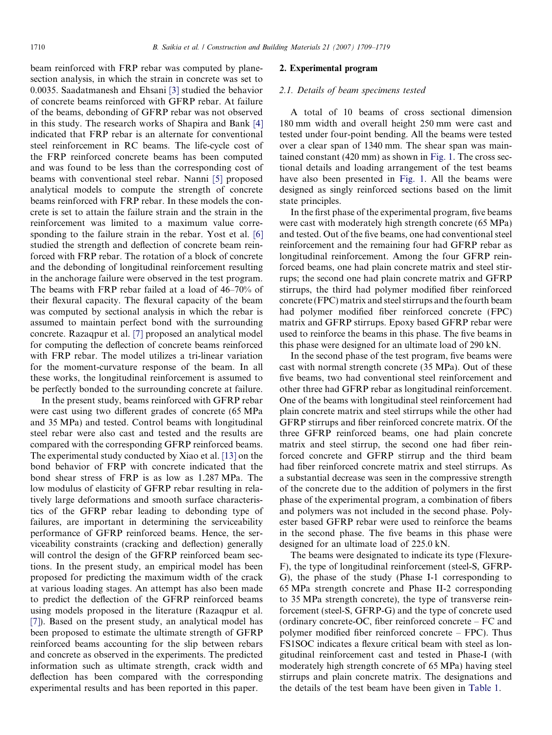beam reinforced with FRP rebar was computed by plane-section analysis, in which the strain in concrete was set to 0.0035. Saadatmanesh and Ehsani [3] studied the behavior of concrete beams reinforced with GFRP rebar. At failure of the beams, debonding of GFRP rebar was not observed in this study. The research works of Shapira and Bank [4] indicated that FRP rebar is an alternate for conventional steel reinforcement in RC beams. The life-cycle cost of the FRP reinforced concrete beams has been computed and was found to be less than the corresponding cost of beams with conventional steel rebar. Nanni [5] proposed analytical models to compute the strength of concrete beams reinforced with FRP rebar. In these models the concrete is set to attain the failure strain and the strain in the reinforcement was limited to a maximum value corresponding to the failure strain in the rebar. Yost et al. [6] studied the strength and deflection of concrete beam reinforced with FRP rebar. The rotation of a block of concrete and the debonding of longitudinal reinforcement resulting in the anchorage failure were observed in the test program. The beams with FRP rebar failed at a load of 46–70% of their flexural capacity. The flexural capacity of the beam was computed by sectional analysis in which the rebar is assumed to maintain perfect bond with the surrounding concrete. Razaqpur et al. [7] proposed an analytical model for computing the deflection of concrete beams reinforced with FRP rebar. The model utilizes a tri-linear variation for the moment-curvature response of the beam. In all these works, the longitudinal reinforcement is assumed to be perfectly bonded to the surrounding concrete at failure.

In the present study, beams reinforced with GFRP rebar were cast using two different grades of concrete (65 MPa and 35 MPa) and tested. Control beams with longitudinal steel rebar were also cast and tested and the results are compared with the corresponding GFRP reinforced beams. The experimental study conducted by Xiao et al. [13] on the bond behavior of FRP with concrete indicated that the bond shear stress of FRP is as low as 1.287 MPa. The low modulus of elasticity of GFRP rebar resulting in relatively large deformations and smooth surface characteristics of the GFRP rebar leading to debonding type of failures, are important in determining the serviceability performance of GFRP reinforced beams. Hence, the serviceability constraints (cracking and deflection) generally will control the design of the GFRP reinforced beam sections. In the present study, an empirical model has been proposed for predicting the maximum width of the crack at various loading stages. An attempt has also been made to predict the deflection of the GFRP reinforced beams using models proposed in the literature (Razaqpur et al. [7]). Based on the present study, an analytical model has been proposed to estimate the ultimate strength of GFRP reinforced beams accounting for the slip between rebars and concrete as observed in the experiments. The predicted information such as ultimate strength, crack width and deflection has been compared with the corresponding experimental results and has been reported in this paper.

## 2. Experimental program

### 2.1. Details of beam specimens tested

A total of 10 beams of cross sectional dimension 180 mm width and overall height 250 mm were cast and tested under four-point bending. All the beams were tested over a clear span of 1340 mm. The shear span was maintained constant (420 mm) as shown in Fig. 1. The cross sectional details and loading arrangement of the test beams have also been presented in Fig. 1. All the beams were designed as singly reinforced sections based on the limit state principles.

In the first phase of the experimental program, five beams were cast with moderately high strength concrete (65 MPa) and tested. Out of the five beams, one had conventional steel reinforcement and the remaining four had GFRP rebar as longitudinal reinforcement. Among the four GFRP reinforced beams, one had plain concrete matrix and steel stirrups; the second one had plain concrete matrix and GFRP stirrups, the third had polymer modified fiber reinforced concrete (FPC) matrix and steel stirrups and the fourth beam had polymer modified fiber reinforced concrete (FPC) matrix and GFRP stirrups. Epoxy based GFRP rebar were used to reinforce the beams in this phase. The five beams in this phase were designed for an ultimate load of 290 kN.

In the second phase of the test program, five beams were cast with normal strength concrete (35 MPa). Out of these five beams, two had conventional steel reinforcement and other three had GFRP rebar as longitudinal reinforcement. One of the beams with longitudinal steel reinforcement had plain concrete matrix and steel stirrups while the other had GFRP stirrups and fiber reinforced concrete matrix. Of the three GFRP reinforced beams, one had plain concrete matrix and steel stirrup, the second one had fiber reinforced concrete and GFRP stirrup and the third beam had fiber reinforced concrete matrix and steel stirrups. As a substantial decrease was seen in the compressive strength of the concrete due to the addition of polymers in the first phase of the experimental program, a combination of fibers and polymers was not included in the second phase. Polyester based GFRP rebar were used to reinforce the beams in the second phase. The five beams in this phase were designed for an ultimate load of 225.0 kN.

The beams were designated to indicate its type (Flexure-F), the type of longitudinal reinforcement (steel-S, GFRP-G), the phase of the study (Phase I-1 corresponding to 65 MPa strength concrete and Phase II-2 corresponding to 35 MPa strength concrete), the type of transverse reinforcement (steel-S, GFRP-G) and the type of concrete used (ordinary concrete-OC, fiber reinforced concrete – FC and polymer modified fiber reinforced concrete – FPC). Thus FS1SOC indicates a flexure critical beam with steel as longitudinal reinforcement cast and tested in Phase-I (with moderately high strength concrete of 65 MPa) having steel stirrups and plain concrete matrix. The designations and the details of the test beam have been given in Table 1.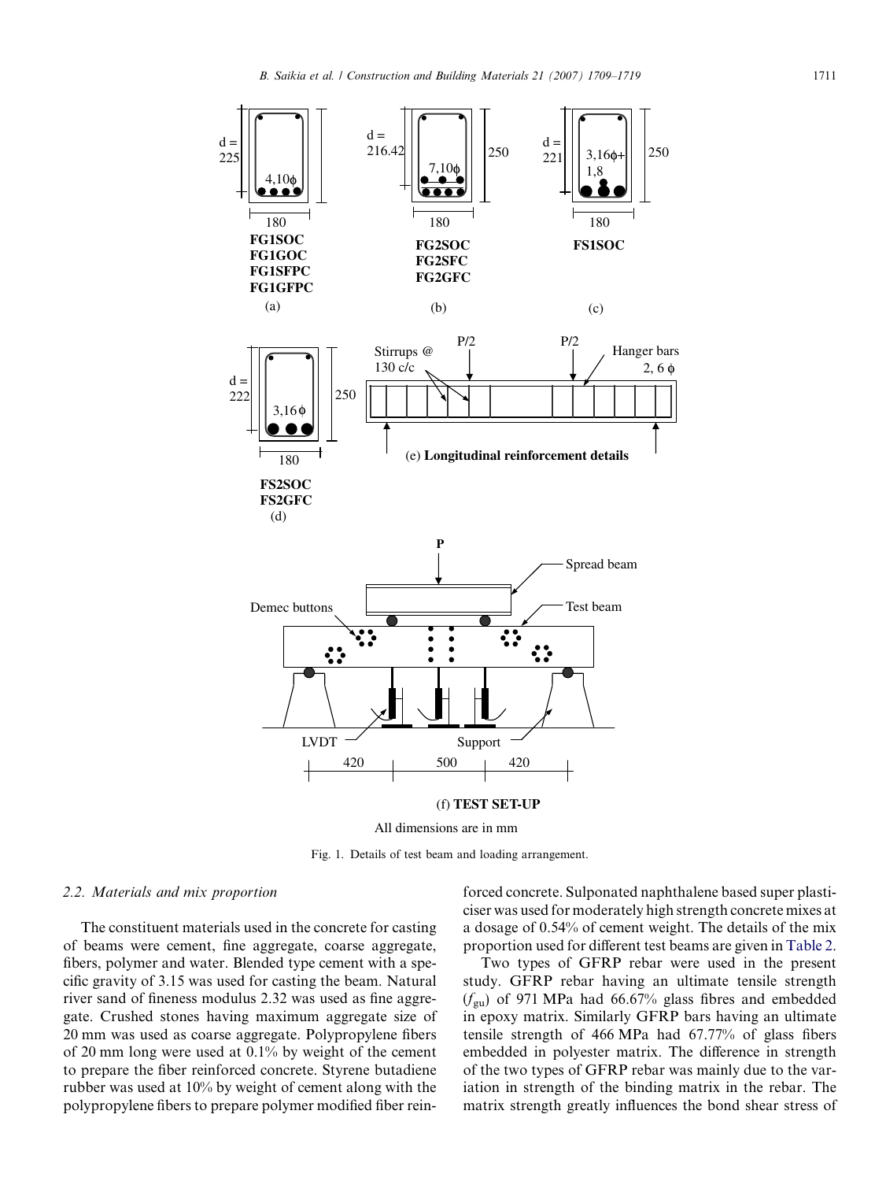Fig. 1. Details of test beam and loading arrangement.

### 2.2. Materials and mix proportion

The constituent materials used in the concrete for casting of beams were cement, fine aggregate, coarse aggregate, fibers, polymer and water. Blended type cement with a specific gravity of 3.15 was used for casting the beam. Natural river sand of fineness modulus 2.32 was used as fine aggregate. Crushed stones having maximum aggregate size of 20 mm was used as coarse aggregate. Polypropylene fibers of 20 mm long were used at 0.1% by weight of the cement to prepare the fiber reinforced concrete. Styrene butadiene rubber was used at 10% by weight of cement along with the polypropylene fibers to prepare polymer modified fiber reinforced concrete. Sulponated naphthalene based super plasticiser was used for moderately high strength concrete mixes at a dosage of 0.54% of cement weight. The details of the mix proportion used for different test beams are given in Table 2.

Two types of GFRP rebar were used in the present study. GFRP rebar having an ultimate tensile strength ($f_{gu}$) of 971 MPa had 66.67% glass fibres and embedded in epoxy matrix. Similarly GFRP bars having an ultimate tensile strength of 466 MPa had 67.77% of glass fibers embedded in polyester matrix. The difference in strength of the two types of GFRP rebar was mainly due to the variation in strength of the binding matrix in the rebar. The matrix strength greatly influences the bond shear stress of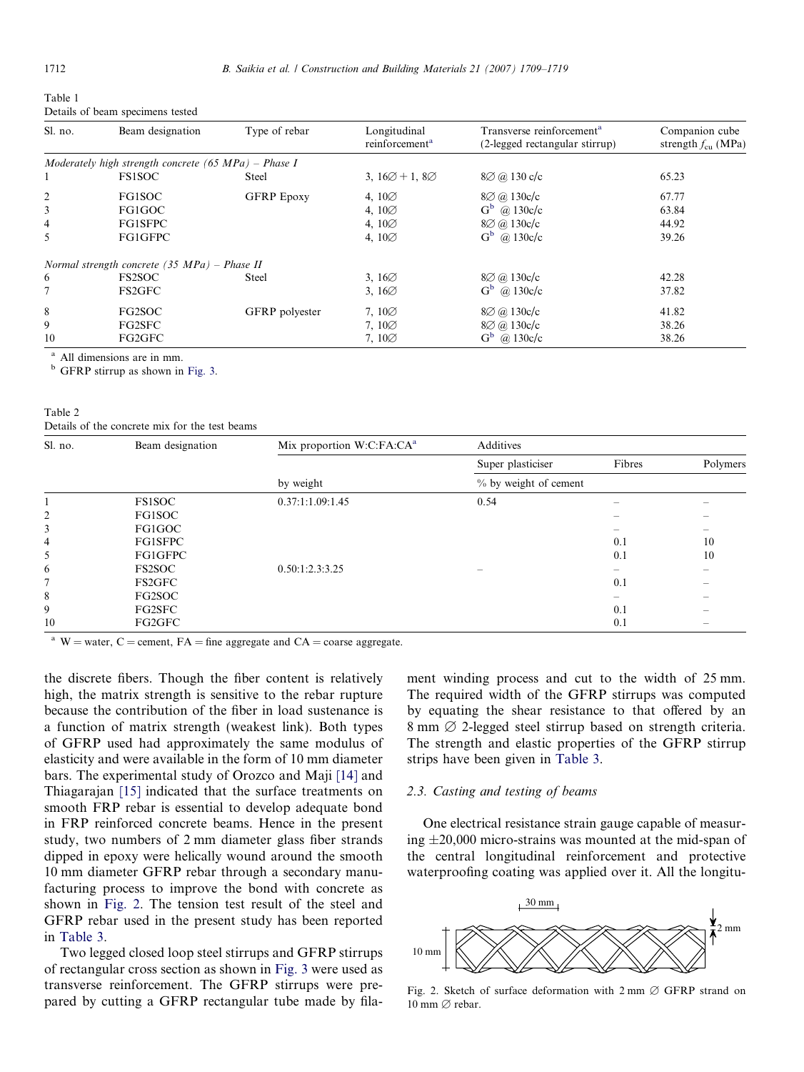Table 1
Details of beam specimens tested

| Sl. no. | Beam designation | Type of rebar | Longitudinal reinforcement[a] | Transverse reinforcement[a] (2-legged rectangular stirrup) | Companion cube strength $f_{cu}$ (MPa) |
|---|---|---|---|---|---|
| *Moderately high strength concrete (65 MPa) – Phase I* | | | | | |
| 1 | FS1SOC | Steel | 3, 16∅ + 1, 8∅ | 8∅ @ 130 c/c | 65.23 |
| 2 | FG1SOC | GFRP Epoxy | 4, 10∅ | 8∅ @ 130c/c | 67.77 |
| 3 | FG1GOC | | 4, 10∅ | G[b] @ 130c/c | 63.84 |
| 4 | FG1SFPC | | 4, 10∅ | 8∅ @ 130c/c | 44.92 |
| 5 | FG1GFPC | | 4, 10∅ | G[b] @ 130c/c | 39.26 |
| *Normal strength concrete (35 MPa) – Phase II* | | | | | |
| 6 | FS2SOC | Steel | 3, 16∅ | 8∅ @ 130c/c | 42.28 |
| 7 | FS2GFC | | 3, 16∅ | G[b] @ 130c/c | 37.82 |
| 8 | FG2SOC | GFRP polyester | 7, 10∅ | 8∅ @ 130c/c | 41.82 |
| 9 | FG2SFC | | 7, 10∅ | 8∅ @ 130c/c | 38.26 |
| 10 | FG2GFC | | 7, 10∅ | G[b] @ 130c/c | 38.26 |

[a] All dimensions are in mm.
[b] GFRP stirrup as shown in Fig. 3.

Table 2
Details of the concrete mix for the test beams

| Sl. no. | Beam designation | Mix proportion W:C:FA:CA[a] | Additives | | |
|---|---|---|---|---|---|
| | | | Super plasticiser | Fibres | Polymers |
| | | by weight | % by weight of cement | | |
| 1 | FS1SOC | 0.37:1:1.09:1.45 | 0.54 | – | – |
| 2 | FG1SOC | | | – | – |
| 3 | FG1GOC | | | – | – |
| 4 | FG1SFPC | | | 0.1 | 10 |
| 5 | FG1GFPC | | | 0.1 | 10 |
| 6 | FS2SOC | 0.50:1:2.3:3.25 | – | – | – |
| 7 | FS2GFC | | | 0.1 | – |
| 8 | FG2SOC | | | – | – |
| 9 | FG2SFC | | | 0.1 | – |
| 10 | FG2GFC | | | 0.1 | – |

[a] W = water, C = cement, FA = fine aggregate and CA = coarse aggregate.

the discrete fibers. Though the fiber content is relatively high, the matrix strength is sensitive to the rebar rupture because the contribution of the fiber in load sustenance is a function of matrix strength (weakest link). Both types of GFRP used had approximately the same modulus of elasticity and were available in the form of 10 mm diameter bars. The experimental study of Orozco and Maji [14] and Thiagarajan [15] indicated that the surface treatments on smooth FRP rebar is essential to develop adequate bond in FRP reinforced concrete beams. Hence in the present study, two numbers of 2 mm diameter glass fiber strands dipped in epoxy were helically wound around the smooth 10 mm diameter GFRP rebar through a secondary manufacturing process to improve the bond with concrete as shown in Fig. 2. The tension test result of the steel and GFRP rebar used in the present study has been reported in Table 3.

Two legged closed loop steel stirrups and GFRP stirrups of rectangular cross section as shown in Fig. 3 were used as transverse reinforcement. The GFRP stirrups were prepared by cutting a GFRP rectangular tube made by filament winding process and cut to the width of 25 mm. The required width of the GFRP stirrups was computed by equating the shear resistance to that offered by an 8 mm ∅ 2-legged steel stirrup based on strength criteria. The strength and elastic properties of the GFRP stirrup strips have been given in Table 3.

### 2.3. Casting and testing of beams

One electrical resistance strain gauge capable of measuring ±20,000 micro-strains was mounted at the mid-span of the central longitudinal reinforcement and protective waterproofing coating was applied over it. All the longitu-

Fig. 2. Sketch of surface deformation with 2 mm ∅ GFRP strand on 10 mm ∅ rebar.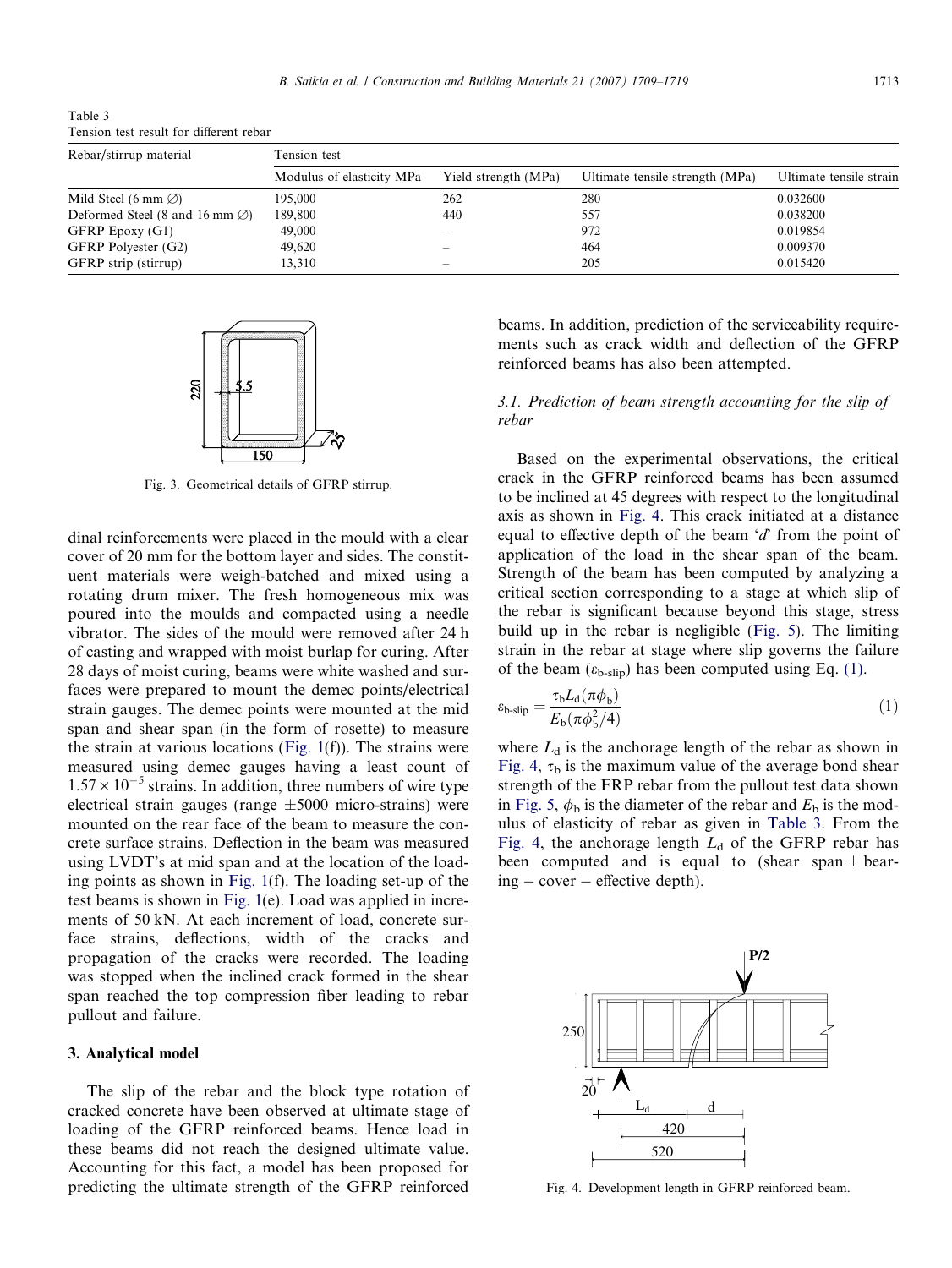Table 3
Tension test result for different rebar

| Rebar/stirrup material | Tension test | | | |
|---|---|---|---|---|
| | Modulus of elasticity MPa | Yield strength (MPa) | Ultimate tensile strength (MPa) | Ultimate tensile strain |
| Mild Steel (6 mm ∅) | 195,000 | 262 | 280 | 0.032600 |
| Deformed Steel (8 and 16 mm ∅) | 189,800 | 440 | 557 | 0.038200 |
| GFRP Epoxy (G1) | 49,000 | – | 972 | 0.019854 |
| GFRP Polyester (G2) | 49,620 | – | 464 | 0.009370 |
| GFRP strip (stirrup) | 13,310 | – | 205 | 0.015420 |

Fig. 3. Geometrical details of GFRP stirrup.

dinal reinforcements were placed in the mould with a clear cover of 20 mm for the bottom layer and sides. The constituent materials were weigh-batched and mixed using a rotating drum mixer. The fresh homogeneous mix was poured into the moulds and compacted using a needle vibrator. The sides of the mould were removed after 24 h of casting and wrapped with moist burlap for curing. After 28 days of moist curing, beams were white washed and surfaces were prepared to mount the demec points/electrical strain gauges. The demec points were mounted at the mid span and shear span (in the form of rosette) to measure the strain at various locations (Fig. 1(f)). The strains were measured using demec gauges having a least count of $1.57 \times 10^{-5}$ strains. In addition, three numbers of wire type electrical strain gauges (range ±5000 micro-strains) were mounted on the rear face of the beam to measure the concrete surface strains. Deflection in the beam was measured using LVDT's at mid span and at the location of the loading points as shown in Fig. 1(f). The loading set-up of the test beams is shown in Fig. 1(e). Load was applied in increments of 50 kN. At each increment of load, concrete surface strains, deflections, width of the cracks and propagation of the cracks were recorded. The loading was stopped when the inclined crack formed in the shear span reached the top compression fiber leading to rebar pullout and failure.

## 3. Analytical model

The slip of the rebar and the block type rotation of cracked concrete have been observed at ultimate stage of loading of the GFRP reinforced beams. Hence load in these beams did not reach the designed ultimate value. Accounting for this fact, a model has been proposed for predicting the ultimate strength of the GFRP reinforced beams. In addition, prediction of the serviceability requirements such as crack width and deflection of the GFRP reinforced beams has also been attempted.

### 3.1. Prediction of beam strength accounting for the slip of rebar

Based on the experimental observations, the critical crack in the GFRP reinforced beams has been assumed to be inclined at 45 degrees with respect to the longitudinal axis as shown in Fig. 4. This crack initiated at a distance equal to effective depth of the beam '$d$' from the point of application of the load in the shear span of the beam. Strength of the beam has been computed by analyzing a critical section corresponding to a stage at which slip of the rebar is significant because beyond this stage, stress build up in the rebar is negligible (Fig. 5). The limiting strain in the rebar at stage where slip governs the failure of the beam ($\varepsilon_{\text{b-slip}}$) has been computed using Eq. (1).

$$\varepsilon_{\text{b-slip}} = \frac{\tau_b L_d (\pi \phi_b)}{E_b (\pi \phi_b^2 / 4)} \tag{1}$$

where $L_d$ is the anchorage length of the rebar as shown in Fig. 4, $\tau_b$ is the maximum value of the average bond shear strength of the FRP rebar from the pullout test data shown in Fig. 5, $\phi_b$ is the diameter of the rebar and $E_b$ is the modulus of elasticity of rebar as given in Table 3. From the Fig. 4, the anchorage length $L_d$ of the GFRP rebar has been computed and is equal to (shear span + bearing − cover − effective depth).

Fig. 4. Development length in GFRP reinforced beam.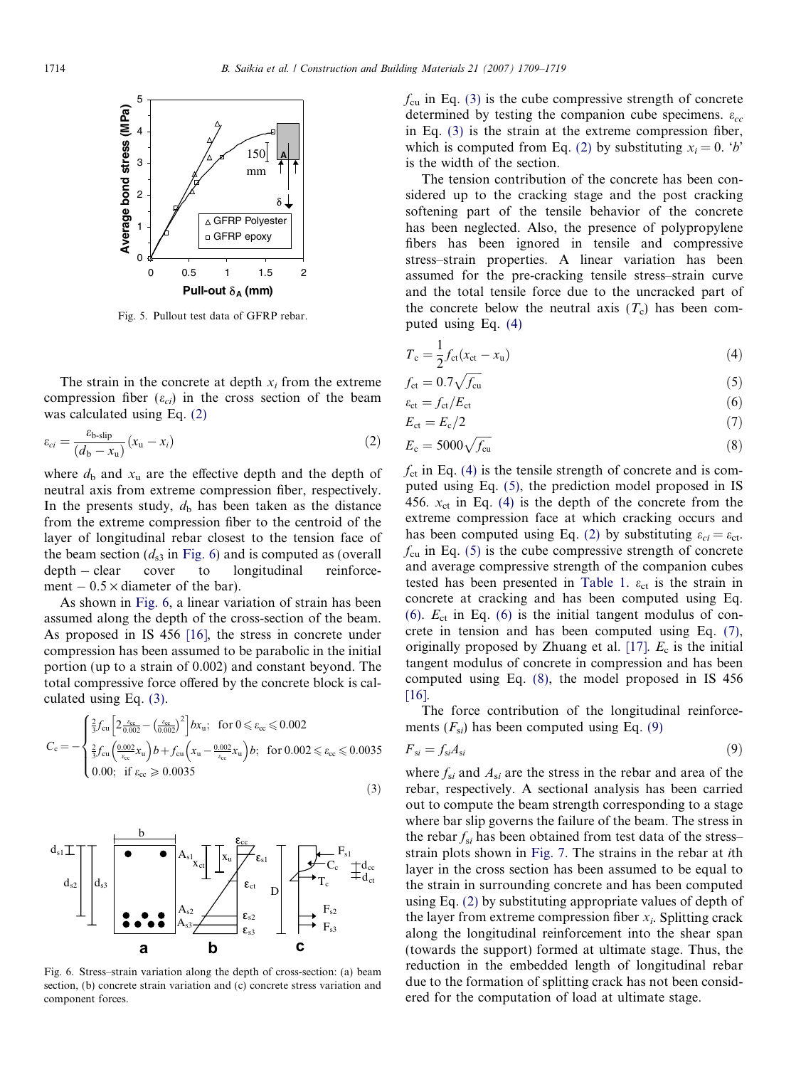Fig. 5. Pullout test data of GFRP rebar.

The strain in the concrete at depth $x_i$ from the extreme compression fiber ($\varepsilon_{ci}$) in the cross section of the beam was calculated using Eq. (2)

$$\varepsilon_{ci} = \frac{\varepsilon_{\text{b-slip}}}{(d_b - x_u)}(x_u - x_i) \tag{2}$$

where $d_b$ and $x_u$ are the effective depth and the depth of neutral axis from extreme compression fiber, respectively. In the presents study, $d_b$ has been taken as the distance from the extreme compression fiber to the centroid of the layer of longitudinal rebar closest to the tension face of the beam section ($d_{s3}$ in Fig. 6) and is computed as (overall depth − clear cover to longitudinal reinforcement − 0.5 × diameter of the bar).

As shown in Fig. 6, a linear variation of strain has been assumed along the depth of the cross-section of the beam. As proposed in IS 456 [16], the stress in concrete under compression has been assumed to be parabolic in the initial portion (up to a strain of 0.002) and constant beyond. The total compressive force offered by the concrete block is calculated using Eq. (3).

$$C_c = -\begin{cases} \frac{2}{3}f_{cu}\left[2\frac{\varepsilon_{cc}}{0.002} - \left(\frac{\varepsilon_{cc}}{0.002}\right)^2\right]bx_u; & \text{for } 0 \leqslant \varepsilon_{cc} \leqslant 0.002 \\ \frac{2}{3}f_{cu}\left(\frac{0.002}{\varepsilon_{cc}}x_u\right)b + f_{cu}\left(x_u - \frac{0.002}{\varepsilon_{cc}}x_u\right)b; & \text{for } 0.002 \leqslant \varepsilon_{cc} \leqslant 0.0035 \\ 0.00; & \text{if } \varepsilon_{cc} \geqslant 0.0035 \end{cases} \tag{3}$$

Fig. 6. Stress–strain variation along the depth of cross-section: (a) beam section, (b) concrete strain variation and (c) concrete stress variation and component forces.

$f_{cu}$ in Eq. (3) is the cube compressive strength of concrete determined by testing the companion cube specimens. $\varepsilon_{cc}$ in Eq. (3) is the strain at the extreme compression fiber, which is computed from Eq. (2) by substituting $x_i = 0$. '$b$' is the width of the section.

The tension contribution of the concrete has been considered up to the cracking stage and the post cracking softening part of the tensile behavior of the concrete has been neglected. Also, the presence of polypropylene fibers has been ignored in tensile and compressive stress–strain properties. A linear variation has been assumed for the pre-cracking tensile stress–strain curve and the total tensile force due to the uncracked part of the concrete below the neutral axis ($T_c$) has been computed using Eq. (4)

$$T_c = \frac{1}{2}f_{ct}(x_{ct} - x_u) \tag{4}$$

$$f_{ct} = 0.7\sqrt{f_{cu}} \tag{5}$$

$$\varepsilon_{ct} = f_{ct}/E_{ct} \tag{6}$$

$$E_{ct} = E_c/2 \tag{7}$$

$$E_c = 5000\sqrt{f_{cu}} \tag{8}$$

$f_{ct}$ in Eq. (4) is the tensile strength of concrete and is computed using Eq. (5), the prediction model proposed in IS 456. $x_{ct}$ in Eq. (4) is the depth of the concrete from the extreme compression face at which cracking occurs and has been computed using Eq. (2) by substituting $\varepsilon_{ci} = \varepsilon_{ct}$. $f_{cu}$ in Eq. (5) is the cube compressive strength of concrete and average compressive strength of the companion cubes tested has been presented in Table 1. $\varepsilon_{ct}$ is the strain in concrete at cracking and has been computed using Eq. (6). $E_{ct}$ in Eq. (6) is the initial tangent modulus of concrete in tension and has been computed using Eq. (7), originally proposed by Zhuang et al. [17]. $E_c$ is the initial tangent modulus of concrete in compression and has been computed using Eq. (8), the model proposed in IS 456 [16].

The force contribution of the longitudinal reinforcements ($F_{si}$) has been computed using Eq. (9)

$$F_{si} = f_{si}A_{si} \tag{9}$$

where $f_{si}$ and $A_{si}$ are the stress in the rebar and area of the rebar, respectively. A sectional analysis has been carried out to compute the beam strength corresponding to a stage where bar slip governs the failure of the beam. The stress in the rebar $f_{si}$ has been obtained from test data of the stress–strain plots shown in Fig. 7. The strains in the rebar at $i$th layer in the cross section has been assumed to be equal to the strain in surrounding concrete and has been computed using Eq. (2) by substituting appropriate values of depth of the layer from extreme compression fiber $x_i$. Splitting crack along the longitudinal reinforcement into the shear span (towards the support) formed at ultimate stage. Thus, the reduction in the embedded length of longitudinal rebar due to the formation of splitting crack has not been considered for the computation of load at ultimate stage.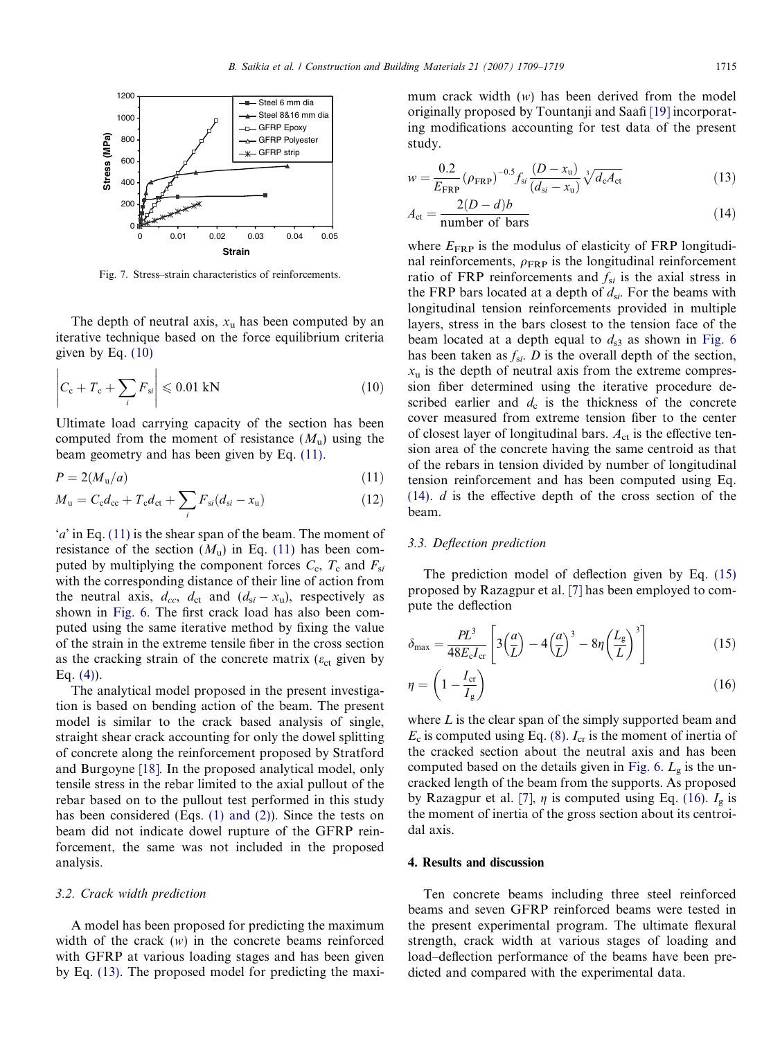Fig. 7. Stress–strain characteristics of reinforcements.

The depth of neutral axis, $x_u$ has been computed by an iterative technique based on the force equilibrium criteria given by Eq. (10)

$$\left| C_c + T_c + \sum_i F_{si} \right| \leqslant 0.01 \text{ kN} \tag{10}$$

Ultimate load carrying capacity of the section has been computed from the moment of resistance ($M_u$) using the beam geometry and has been given by Eq. (11).

$$P = 2(M_u/a) \tag{11}$$

$$M_u = C_c d_{cc} + T_c d_{ct} + \sum_i F_{si}(d_{si} - x_u) \tag{12}$$

'$a$' in Eq. (11) is the shear span of the beam. The moment of resistance of the section ($M_u$) in Eq. (11) has been computed by multiplying the component forces $C_c$, $T_c$ and $F_{si}$ with the corresponding distance of their line of action from the neutral axis, $d_{cc}$, $d_{ct}$ and ($d_{si} - x_u$), respectively as shown in Fig. 6. The first crack load has also been computed using the same iterative method by fixing the value of the strain in the extreme tensile fiber in the cross section as the cracking strain of the concrete matrix ($\varepsilon_{ct}$ given by Eq. (4)).

The analytical model proposed in the present investigation is based on bending action of the beam. The present model is similar to the crack based analysis of single, straight shear crack accounting for only the dowel splitting of concrete along the reinforcement proposed by Stratford and Burgoyne [18]. In the proposed analytical model, only tensile stress in the rebar limited to the axial pullout of the rebar based on to the pullout test performed in this study has been considered (Eqs. (1) and (2)). Since the tests on beam did not indicate dowel rupture of the GFRP reinforcement, the same was not included in the proposed analysis.

### 3.2. Crack width prediction

A model has been proposed for predicting the maximum width of the crack ($w$) in the concrete beams reinforced with GFRP at various loading stages and has been given by Eq. (13). The proposed model for predicting the maximum crack width ($w$) has been derived from the model originally proposed by Tountanji and Saafi [19] incorporating modifications accounting for test data of the present study.

$$w = \frac{0.2}{E_{FRP}}(\rho_{FRP})^{-0.5} f_{si} \frac{(D - x_u)}{(d_{si} - x_u)} \sqrt[3]{d_c A_{ct}} \tag{13}$$

$$A_{ct} = \frac{2(D - d)b}{\text{number of bars}} \tag{14}$$

where $E_{FRP}$ is the modulus of elasticity of FRP longitudinal reinforcements, $\rho_{FRP}$ is the longitudinal reinforcement ratio of FRP reinforcements and $f_{si}$ is the axial stress in the FRP bars located at a depth of $d_{si}$. For the beams with longitudinal tension reinforcements provided in multiple layers, stress in the bars closest to the tension face of the beam located at a depth equal to $d_{s3}$ as shown in Fig. 6 has been taken as $f_{si}$. $D$ is the overall depth of the section, $x_u$ is the depth of neutral axis from the extreme compression fiber determined using the iterative procedure described earlier and $d_c$ is the thickness of the concrete cover measured from extreme tension fiber to the center of closest layer of longitudinal bars. $A_{ct}$ is the effective tension area of the concrete having the same centroid as that of the rebars in tension divided by number of longitudinal tension reinforcement and has been computed using Eq. (14). $d$ is the effective depth of the cross section of the beam.

### 3.3. Deflection prediction

The prediction model of deflection given by Eq. (15) proposed by Razagpur et al. [7] has been employed to compute the deflection

$$\delta_{max} = \frac{PL^3}{48E_c I_{cr}} \left[ 3\left(\frac{a}{L}\right) - 4\left(\frac{a}{L}\right)^3 - 8\eta\left(\frac{L_g}{L}\right)^3 \right] \tag{15}$$

$$\eta = \left(1 - \frac{I_{cr}}{I_g}\right) \tag{16}$$

where $L$ is the clear span of the simply supported beam and $E_c$ is computed using Eq. (8). $I_{cr}$ is the moment of inertia of the cracked section about the neutral axis and has been computed based on the details given in Fig. 6. $L_g$ is the uncracked length of the beam from the supports. As proposed by Razagpur et al. [7], $\eta$ is computed using Eq. (16). $I_g$ is the moment of inertia of the gross section about its centroidal axis.

## 4. Results and discussion

Ten concrete beams including three steel reinforced beams and seven GFRP reinforced beams were tested in the present experimental program. The ultimate flexural strength, crack width at various stages of loading and load–deflection performance of the beams have been predicted and compared with the experimental data.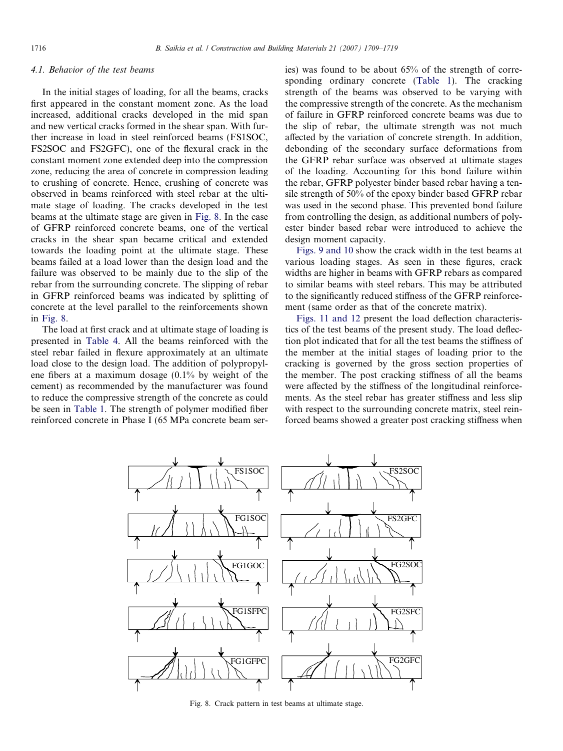### 4.1. Behavior of the test beams

In the initial stages of loading, for all the beams, cracks first appeared in the constant moment zone. As the load increased, additional cracks developed in the mid span and new vertical cracks formed in the shear span. With further increase in load in steel reinforced beams (FS1SOC, FS2SOC and FS2GFC), one of the flexural crack in the constant moment zone extended deep into the compression zone, reducing the area of concrete in compression leading to crushing of concrete. Hence, crushing of concrete was observed in beams reinforced with steel rebar at the ultimate stage of loading. The cracks developed in the test beams at the ultimate stage are given in Fig. 8. In the case of GFRP reinforced concrete beams, one of the vertical cracks in the shear span became critical and extended towards the loading point at the ultimate stage. These beams failed at a load lower than the design load and the failure was observed to be mainly due to the slip of the rebar from the surrounding concrete. The slipping of rebar in GFRP reinforced beams was indicated by splitting of concrete at the level parallel to the reinforcements shown in Fig. 8.

The load at first crack and at ultimate stage of loading is presented in Table 4. All the beams reinforced with the steel rebar failed in flexure approximately at an ultimate load close to the design load. The addition of polypropylene fibers at a maximum dosage (0.1% by weight of the cement) as recommended by the manufacturer was found to reduce the compressive strength of the concrete as could be seen in Table 1. The strength of polymer modified fiber reinforced concrete in Phase I (65 MPa concrete beam series) was found to be about 65% of the strength of corresponding ordinary concrete (Table 1). The cracking strength of the beams was observed to be varying with the compressive strength of the concrete. As the mechanism of failure in GFRP reinforced concrete beams was due to the slip of rebar, the ultimate strength was not much affected by the variation of concrete strength. In addition, debonding of the secondary surface deformations from the GFRP rebar surface was observed at ultimate stages of the loading. Accounting for this bond failure within the rebar, GFRP polyester binder based rebar having a tensile strength of 50% of the epoxy binder based GFRP rebar was used in the second phase. This prevented bond failure from controlling the design, as additional numbers of polyester binder based rebar were introduced to achieve the design moment capacity.

Figs. 9 and 10 show the crack width in the test beams at various loading stages. As seen in these figures, crack widths are higher in beams with GFRP rebars as compared to similar beams with steel rebars. This may be attributed to the significantly reduced stiffness of the GFRP reinforcement (same order as that of the concrete matrix).

Figs. 11 and 12 present the load deflection characteristics of the test beams of the present study. The load deflection plot indicated that for all the test beams the stiffness of the member at the initial stages of loading prior to the cracking is governed by the gross section properties of the member. The post cracking stiffness of all the beams were affected by the stiffness of the longitudinal reinforcements. As the steel rebar has greater stiffness and less slip with respect to the surrounding concrete matrix, steel reinforced beams showed a greater post cracking stiffness when

Fig. 8. Crack pattern in test beams at ultimate stage.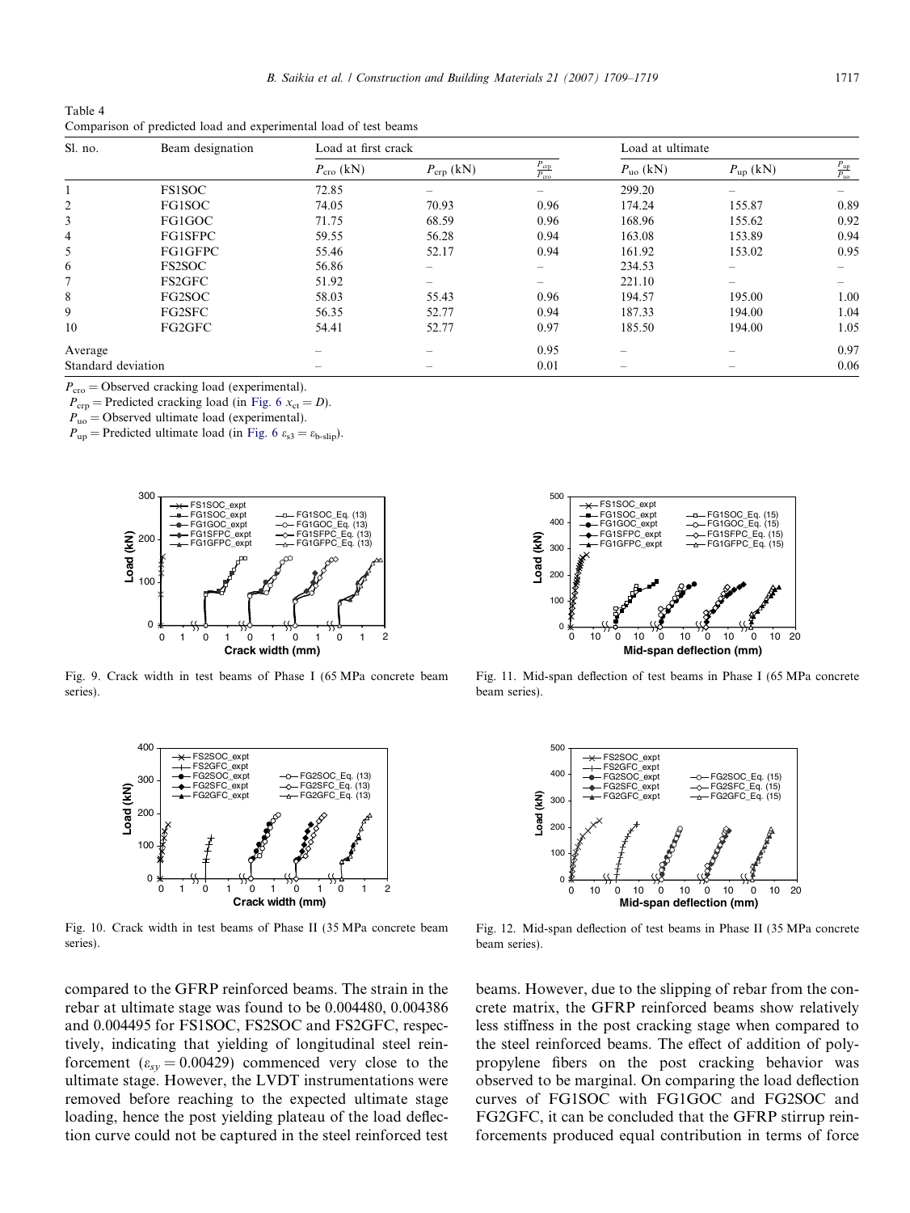Table 4
Comparison of predicted load and experimental load of test beams

| Sl. no. | Beam designation | Load at first crack | | | Load at ultimate | | |
|---|---|---|---|---|---|---|---|
| | | $P_{cro}$ (kN) | $P_{crp}$ (kN) | $\frac{P_{crp}}{P_{cro}}$ | $P_{uo}$ (kN) | $P_{up}$ (kN) | $\frac{P_{up}}{P_{uo}}$ |
| 1 | FS1SOC | 72.85 | – | – | 299.20 | – | – |
| 2 | FG1SOC | 74.05 | 70.93 | 0.96 | 174.24 | 155.87 | 0.89 |
| 3 | FG1GOC | 71.75 | 68.59 | 0.96 | 168.96 | 155.62 | 0.92 |
| 4 | FG1SFPC | 59.55 | 56.28 | 0.94 | 163.08 | 153.89 | 0.94 |
| 5 | FG1GFPC | 55.46 | 52.17 | 0.94 | 161.92 | 153.02 | 0.95 |
| 6 | FS2SOC | 56.86 | – | – | 234.53 | – | – |
| 7 | FS2GFC | 51.92 | – | – | 221.10 | – | – |
| 8 | FG2SOC | 58.03 | 55.43 | 0.96 | 194.57 | 195.00 | 1.00 |
| 9 | FG2SFC | 56.35 | 52.77 | 0.94 | 187.33 | 194.00 | 1.04 |
| 10 | FG2GFC | 54.41 | 52.77 | 0.97 | 185.50 | 194.00 | 1.05 |
| Average | | – | – | 0.95 | – | – | 0.97 |
| Standard deviation | | – | – | 0.01 | – | – | 0.06 |

$P_{cro}$ = Observed cracking load (experimental).
$P_{crp}$ = Predicted cracking load (in Fig. 6 $x_{ct} = D$).
$P_{uo}$ = Observed ultimate load (experimental).
$P_{up}$ = Predicted ultimate load (in Fig. 6 $\varepsilon_{s3} = \varepsilon_{b\text{-slip}}$).

Fig. 9. Crack width in test beams of Phase I (65 MPa concrete beam series).

Fig. 11. Mid-span deflection of test beams in Phase I (65 MPa concrete beam series).

Fig. 10. Crack width in test beams of Phase II (35 MPa concrete beam series).

Fig. 12. Mid-span deflection of test beams in Phase II (35 MPa concrete beam series).

compared to the GFRP reinforced beams. The strain in the rebar at ultimate stage was found to be 0.004480, 0.004386 and 0.004495 for FS1SOC, FS2SOC and FS2GFC, respectively, indicating that yielding of longitudinal steel reinforcement ($\varepsilon_{sy} = 0.00429$) commenced very close to the ultimate stage. However, the LVDT instrumentations were removed before reaching to the expected ultimate stage loading, hence the post yielding plateau of the load deflection curve could not be captured in the steel reinforced test beams. However, due to the slipping of rebar from the concrete matrix, the GFRP reinforced beams show relatively less stiffness in the post cracking stage when compared to the steel reinforced beams. The effect of addition of polypropylene fibers on the post cracking behavior was observed to be marginal. On comparing the load deflection curves of FG1SOC with FG1GOC and FG2SOC and FG2GFC, it can be concluded that the GFRP stirrup reinforcements produced equal contribution in terms of force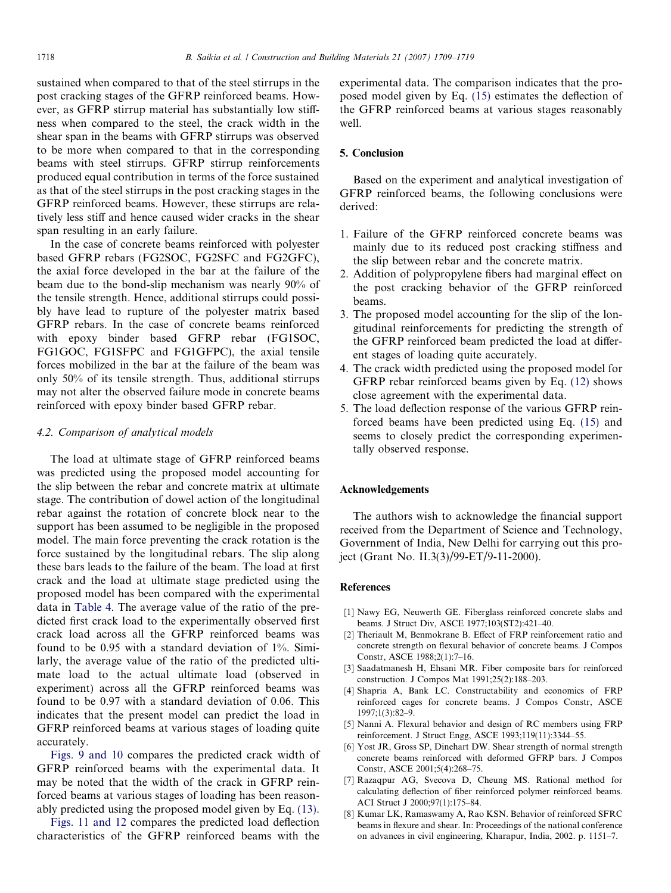sustained when compared to that of the steel stirrups in the post cracking stages of the GFRP reinforced beams. However, as GFRP stirrup material has substantially low stiffness when compared to the steel, the crack width in the shear span in the beams with GFRP stirrups was observed to be more when compared to that in the corresponding beams with steel stirrups. GFRP stirrup reinforcements produced equal contribution in terms of the force sustained as that of the steel stirrups in the post cracking stages in the GFRP reinforced beams. However, these stirrups are relatively less stiff and hence caused wider cracks in the shear span resulting in an early failure.

In the case of concrete beams reinforced with polyester based GFRP rebars (FG2SOC, FG2SFC and FG2GFC), the axial force developed in the bar at the failure of the beam due to the bond-slip mechanism was nearly 90% of the tensile strength. Hence, additional stirrups could possibly have lead to rupture of the polyester matrix based GFRP rebars. In the case of concrete beams reinforced with epoxy binder based GFRP rebar (FG1SOC, FG1GOC, FG1SFPC and FG1GFPC), the axial tensile forces mobilized in the bar at the failure of the beam was only 50% of its tensile strength. Thus, additional stirrups may not alter the observed failure mode in concrete beams reinforced with epoxy binder based GFRP rebar.

### 4.2. Comparison of analytical models

The load at ultimate stage of GFRP reinforced beams was predicted using the proposed model accounting for the slip between the rebar and concrete matrix at ultimate stage. The contribution of dowel action of the longitudinal rebar against the rotation of concrete block near to the support has been assumed to be negligible in the proposed model. The main force preventing the crack rotation is the force sustained by the longitudinal rebars. The slip along these bars leads to the failure of the beam. The load at first crack and the load at ultimate stage predicted using the proposed model has been compared with the experimental data in Table 4. The average value of the ratio of the predicted first crack load to the experimentally observed first crack load across all the GFRP reinforced beams was found to be 0.95 with a standard deviation of 1%. Similarly, the average value of the ratio of the predicted ultimate load to the actual ultimate load (observed in experiment) across all the GFRP reinforced beams was found to be 0.97 with a standard deviation of 0.06. This indicates that the present model can predict the load in GFRP reinforced beams at various stages of loading quite accurately.

Figs. 9 and 10 compares the predicted crack width of GFRP reinforced beams with the experimental data. It may be noted that the width of the crack in GFRP reinforced beams at various stages of loading has been reasonably predicted using the proposed model given by Eq. (13).

Figs. 11 and 12 compares the predicted load deflection characteristics of the GFRP reinforced beams with the experimental data. The comparison indicates that the proposed model given by Eq. (15) estimates the deflection of the GFRP reinforced beams at various stages reasonably well.

## 5. Conclusion

Based on the experiment and analytical investigation of GFRP reinforced beams, the following conclusions were derived:

1. Failure of the GFRP reinforced concrete beams was mainly due to its reduced post cracking stiffness and the slip between rebar and the concrete matrix.
2. Addition of polypropylene fibers had marginal effect on the post cracking behavior of the GFRP reinforced beams.
3. The proposed model accounting for the slip of the longitudinal reinforcements for predicting the strength of the GFRP reinforced beam predicted the load at different stages of loading quite accurately.
4. The crack width predicted using the proposed model for GFRP rebar reinforced beams given by Eq. (12) shows close agreement with the experimental data.
5. The load deflection response of the various GFRP reinforced beams have been predicted using Eq. (15) and seems to closely predict the corresponding experimentally observed response.

## Acknowledgements

The authors wish to acknowledge the financial support received from the Department of Science and Technology, Government of India, New Delhi for carrying out this project (Grant No. II.3(3)/99-ET/9-11-2000).

## References

[1] Nawy EG, Neuwerth GE. Fiberglass reinforced concrete slabs and beams. J Struct Div, ASCE 1977;103(ST2):421–40.

[2] Theriault M, Benmokrane B. Effect of FRP reinforcement ratio and concrete strength on flexural behavior of concrete beams. J Compos Constr, ASCE 1988;2(1):7–16.

[3] Saadatmanesh H, Ehsani MR. Fiber composite bars for reinforced construction. J Compos Mat 1991;25(2):188–203.

[4] Shapria A, Bank LC. Constructability and economics of FRP reinforced cages for concrete beams. J Compos Constr, ASCE 1997;1(3):82–9.

[5] Nanni A. Flexural behavior and design of RC members using FRP reinforcement. J Struct Engg, ASCE 1993;119(11):3344–55.

[6] Yost JR, Gross SP, Dinehart DW. Shear strength of normal strength concrete beams reinforced with deformed GFRP bars. J Compos Constr, ASCE 2001;5(4):268–75.

[7] Razaqpur AG, Svecova D, Cheung MS. Rational method for calculating deflection of fiber reinforced polymer reinforced beams. ACI Struct J 2000;97(1):175–84.

[8] Kumar LK, Ramaswamy A, Rao KSN. Behavior of reinforced SFRC beams in flexure and shear. In: Proceedings of the national conference on advances in civil engineering, Kharapur, India, 2002. p. 1151–7.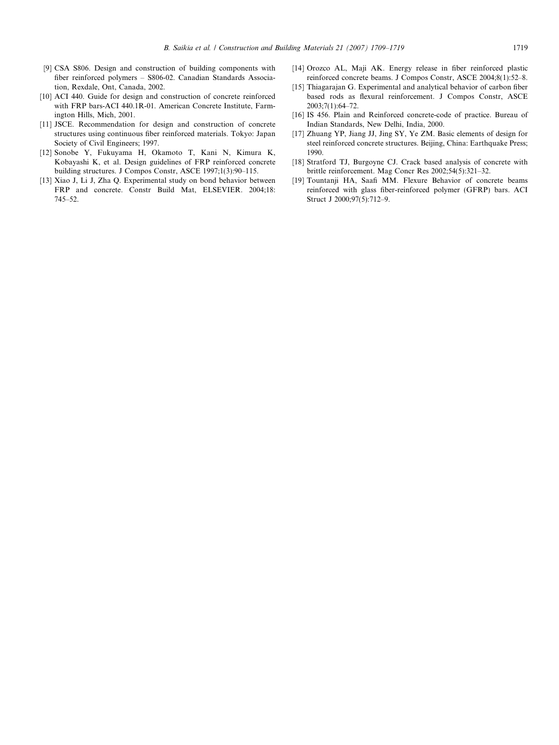[9] CSA S806. Design and construction of building components with fiber reinforced polymers – S806-02. Canadian Standards Association, Rexdale, Ont, Canada, 2002.

[10] ACI 440. Guide for design and construction of concrete reinforced with FRP bars-ACI 440.1R-01. American Concrete Institute, Farmington Hills, Mich, 2001.

[11] JSCE. Recommendation for design and construction of concrete structures using continuous fiber reinforced materials. Tokyo: Japan Society of Civil Engineers; 1997.

[12] Sonobe Y, Fukuyama H, Okamoto T, Kani N, Kimura K, Kobayashi K, et al. Design guidelines of FRP reinforced concrete building structures. J Compos Constr, ASCE 1997;1(3):90–115.

[13] Xiao J, Li J, Zha Q. Experimental study on bond behavior between FRP and concrete. Constr Build Mat, ELSEVIER. 2004;18: 745–52.

[14] Orozco AL, Maji AK. Energy release in fiber reinforced plastic reinforced concrete beams. J Compos Constr, ASCE 2004;8(1):52–8.

[15] Thiagarajan G. Experimental and analytical behavior of carbon fiber based rods as flexural reinforcement. J Compos Constr, ASCE 2003;7(1):64–72.

[16] IS 456. Plain and Reinforced concrete-code of practice. Bureau of Indian Standards, New Delhi, India, 2000.

[17] Zhuang YP, Jiang JJ, Jing SY, Ye ZM. Basic elements of design for steel reinforced concrete structures. Beijing, China: Earthquake Press; 1990.

[18] Stratford TJ, Burgoyne CJ. Crack based analysis of concrete with brittle reinforcement. Mag Concr Res 2002;54(5):321–32.

[19] Tountanji HA, Saafi MM. Flexure Behavior of concrete beams reinforced with glass fiber-reinforced polymer (GFRP) bars. ACI Struct J 2000;97(5):712–9.